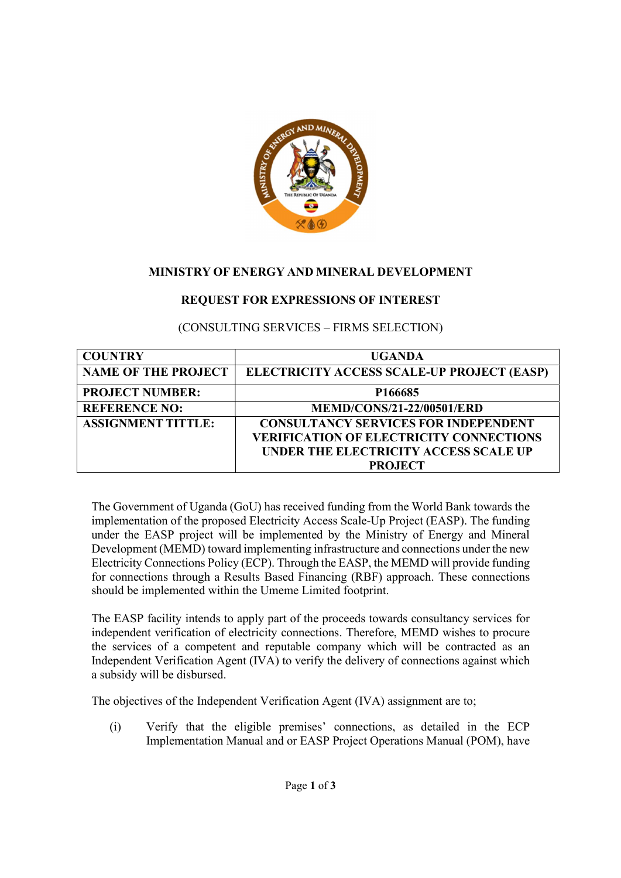# MINISTRY OF ENERGY AND MINERAL DEVELOPMENT

## REQUEST FOR EXPRESSIONS OF INTEREST

(CONSULTING SERVICES – FIRMS SELECTION)

| COUNTRY | UGANDA |
|---|---|
| NAME OF THE PROJECT | ELECTRICITY ACCESS SCALE-UP PROJECT (EASP) |
| PROJECT NUMBER: | P166685 |
| REFERENCE NO: | MEMD/CONS/21-22/00501/ERD |
| ASSIGNMENT TITTLE: | CONSULTANCY SERVICES FOR INDEPENDENT VERIFICATION OF ELECTRICITY CONNECTIONS UNDER THE ELECTRICITY ACCESS SCALE UP PROJECT |

The Government of Uganda (GoU) has received funding from the World Bank towards the implementation of the proposed Electricity Access Scale-Up Project (EASP). The funding under the EASP project will be implemented by the Ministry of Energy and Mineral Development (MEMD) toward implementing infrastructure and connections under the new Electricity Connections Policy (ECP). Through the EASP, the MEMD will provide funding for connections through a Results Based Financing (RBF) approach. These connections should be implemented within the Umeme Limited footprint.

The EASP facility intends to apply part of the proceeds towards consultancy services for independent verification of electricity connections. Therefore, MEMD wishes to procure the services of a competent and reputable company which will be contracted as an Independent Verification Agent (IVA) to verify the delivery of connections against which a subsidy will be disbursed.

The objectives of the Independent Verification Agent (IVA) assignment are to;

(i) Verify that the eligible premises' connections, as detailed in the ECP Implementation Manual and or EASP Project Operations Manual (POM), have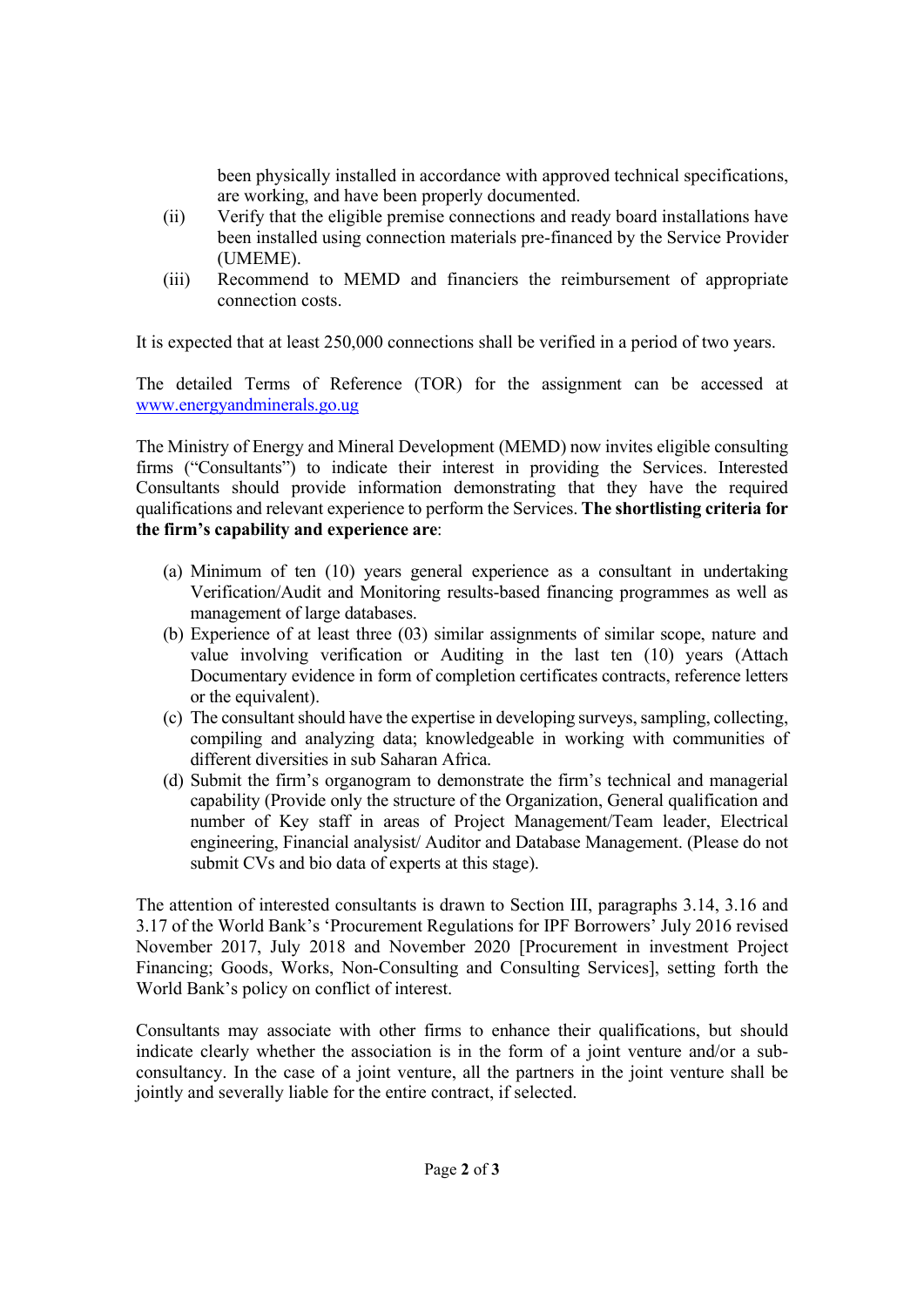been physically installed in accordance with approved technical specifications, are working, and have been properly documented.

(ii) Verify that the eligible premise connections and ready board installations have been installed using connection materials pre-financed by the Service Provider (UMEME).

(iii) Recommend to MEMD and financiers the reimbursement of appropriate connection costs.

It is expected that at least 250,000 connections shall be verified in a period of two years.

The detailed Terms of Reference (TOR) for the assignment can be accessed at www.energyandminerals.go.ug

The Ministry of Energy and Mineral Development (MEMD) now invites eligible consulting firms ("Consultants") to indicate their interest in providing the Services. Interested Consultants should provide information demonstrating that they have the required qualifications and relevant experience to perform the Services. **The shortlisting criteria for the firm's capability and experience are**:

(a) Minimum of ten (10) years general experience as a consultant in undertaking Verification/Audit and Monitoring results-based financing programmes as well as management of large databases.

(b) Experience of at least three (03) similar assignments of similar scope, nature and value involving verification or Auditing in the last ten (10) years (Attach Documentary evidence in form of completion certificates contracts, reference letters or the equivalent).

(c) The consultant should have the expertise in developing surveys, sampling, collecting, compiling and analyzing data; knowledgeable in working with communities of different diversities in sub Saharan Africa.

(d) Submit the firm's organogram to demonstrate the firm's technical and managerial capability (Provide only the structure of the Organization, General qualification and number of Key staff in areas of Project Management/Team leader, Electrical engineering, Financial analysist/ Auditor and Database Management. (Please do not submit CVs and bio data of experts at this stage).

The attention of interested consultants is drawn to Section III, paragraphs 3.14, 3.16 and 3.17 of the World Bank's 'Procurement Regulations for IPF Borrowers' July 2016 revised November 2017, July 2018 and November 2020 [Procurement in investment Project Financing; Goods, Works, Non-Consulting and Consulting Services], setting forth the World Bank's policy on conflict of interest.

Consultants may associate with other firms to enhance their qualifications, but should indicate clearly whether the association is in the form of a joint venture and/or a sub-consultancy. In the case of a joint venture, all the partners in the joint venture shall be jointly and severally liable for the entire contract, if selected.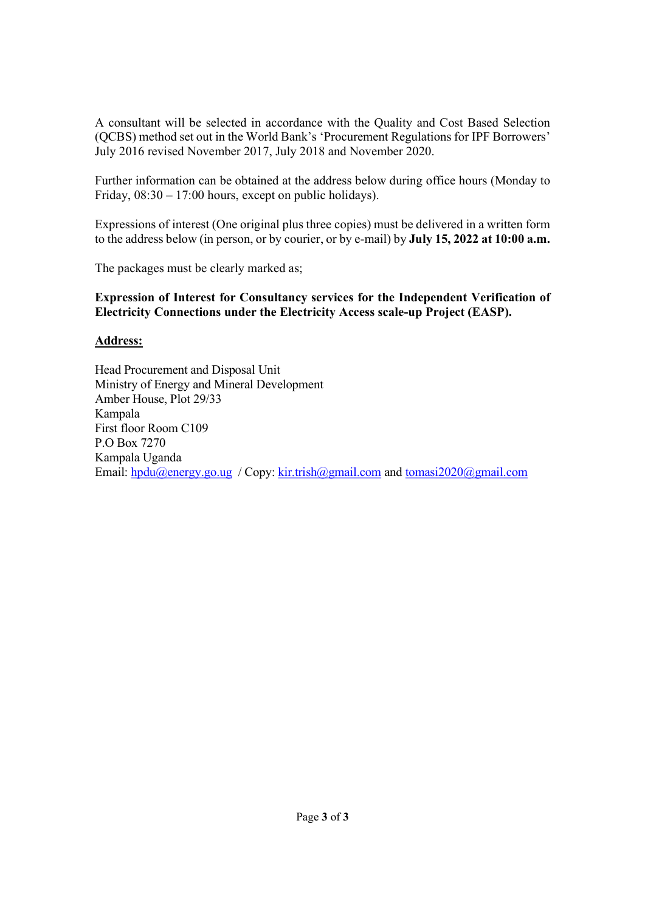A consultant will be selected in accordance with the Quality and Cost Based Selection (QCBS) method set out in the World Bank's 'Procurement Regulations for IPF Borrowers' July 2016 revised November 2017, July 2018 and November 2020.

Further information can be obtained at the address below during office hours (Monday to Friday, 08:30 – 17:00 hours, except on public holidays).

Expressions of interest (One original plus three copies) must be delivered in a written form to the address below (in person, or by courier, or by e-mail) by **July 15, 2022 at 10:00 a.m.**

The packages must be clearly marked as;

**Expression of Interest for Consultancy services for the Independent Verification of Electricity Connections under the Electricity Access scale-up Project (EASP).**

**Address:**

Head Procurement and Disposal Unit
Ministry of Energy and Mineral Development
Amber House, Plot 29/33
Kampala
First floor Room C109
P.O Box 7270
Kampala Uganda
Email: hpdu@energy.go.ug / Copy: kir.trish@gmail.com and tomasi2020@gmail.com